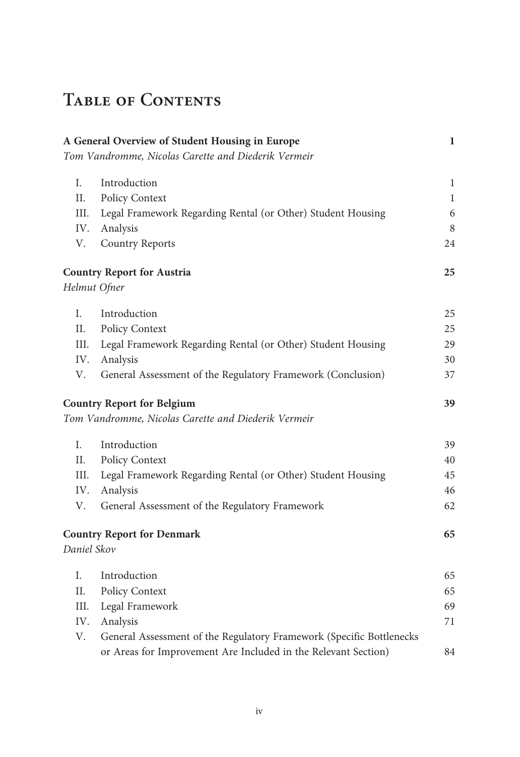# Table of Contents

| | | |
|---|---|---|
| **A General Overview of Student Housing in Europe** | | **1** |
| *Tom Vandromme, Nicolas Carette and Diederik Vermeir* | | |
| I. | Introduction | 1 |
| II. | Policy Context | 1 |
| III. | Legal Framework Regarding Rental (or Other) Student Housing | 6 |
| IV. | Analysis | 8 |
| V. | Country Reports | 24 |
| **Country Report for Austria** | | **25** |
| *Helmut Ofner* | | |
| I. | Introduction | 25 |
| II. | Policy Context | 25 |
| III. | Legal Framework Regarding Rental (or Other) Student Housing | 29 |
| IV. | Analysis | 30 |
| V. | General Assessment of the Regulatory Framework (Conclusion) | 37 |
| **Country Report for Belgium** | | **39** |
| *Tom Vandromme, Nicolas Carette and Diederik Vermeir* | | |
| I. | Introduction | 39 |
| II. | Policy Context | 40 |
| III. | Legal Framework Regarding Rental (or Other) Student Housing | 45 |
| IV. | Analysis | 46 |
| V. | General Assessment of the Regulatory Framework | 62 |
| **Country Report for Denmark** | | **65** |
| *Daniel Skov* | | |
| I. | Introduction | 65 |
| II. | Policy Context | 65 |
| III. | Legal Framework | 69 |
| IV. | Analysis | 71 |
| V. | General Assessment of the Regulatory Framework (Specific Bottlenecks or Areas for Improvement Are Included in the Relevant Section) | 84 |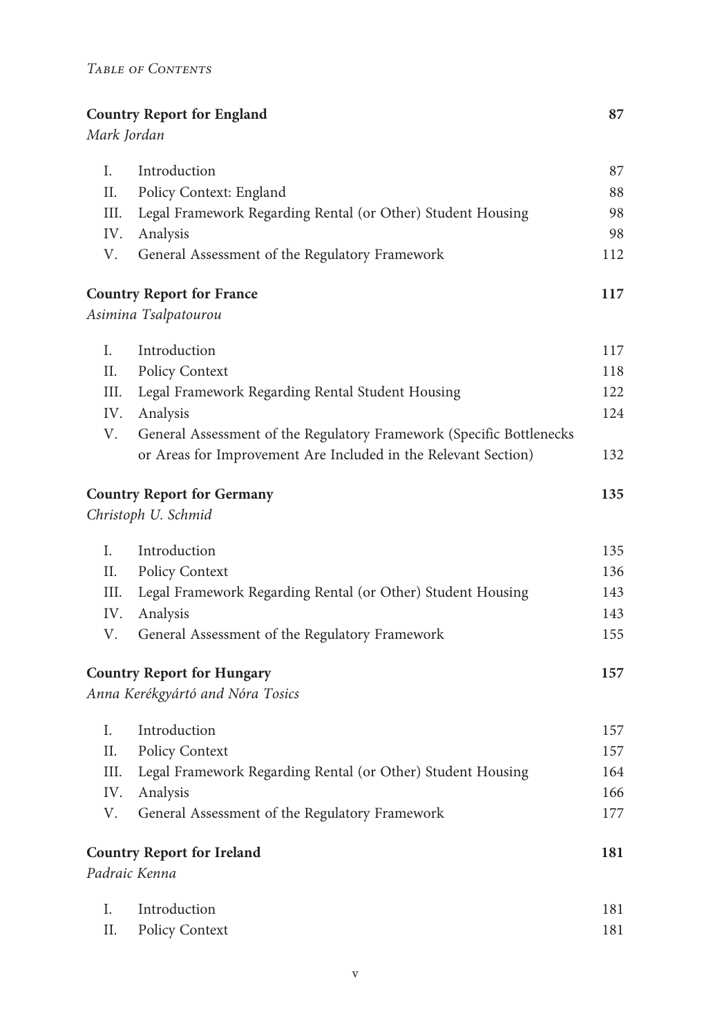| | | |
|---|---|---|
| **Country Report for England** *Mark Jordan* | | **87** |
| I. | Introduction | 87 |
| II. | Policy Context: England | 88 |
| III. | Legal Framework Regarding Rental (or Other) Student Housing | 98 |
| IV. | Analysis | 98 |
| V. | General Assessment of the Regulatory Framework | 112 |
| **Country Report for France** *Asimina Tsalpatourou* | | **117** |
| I. | Introduction | 117 |
| II. | Policy Context | 118 |
| III. | Legal Framework Regarding Rental Student Housing | 122 |
| IV. | Analysis | 124 |
| V. | General Assessment of the Regulatory Framework (Specific Bottlenecks or Areas for Improvement Are Included in the Relevant Section) | 132 |
| **Country Report for Germany** *Christoph U. Schmid* | | **135** |
| I. | Introduction | 135 |
| II. | Policy Context | 136 |
| III. | Legal Framework Regarding Rental (or Other) Student Housing | 143 |
| IV. | Analysis | 143 |
| V. | General Assessment of the Regulatory Framework | 155 |
| **Country Report for Hungary** *Anna Kerékgyártó and Nóra Tosics* | | **157** |
| I. | Introduction | 157 |
| II. | Policy Context | 157 |
| III. | Legal Framework Regarding Rental (or Other) Student Housing | 164 |
| IV. | Analysis | 166 |
| V. | General Assessment of the Regulatory Framework | 177 |
| **Country Report for Ireland** *Padraic Kenna* | | **181** |
| I. | Introduction | 181 |
| II. | Policy Context | 181 |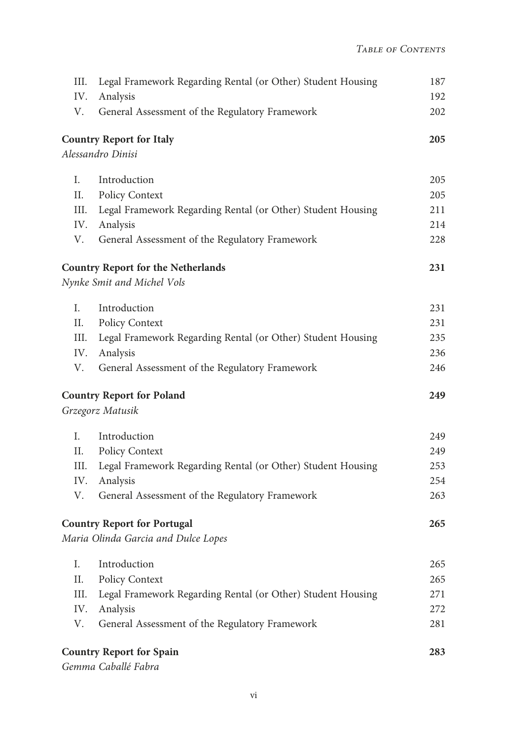| | | |
|---|---|---|
| III. | Legal Framework Regarding Rental (or Other) Student Housing | 187 |
| IV. | Analysis | 192 |
| V. | General Assessment of the Regulatory Framework | 202 |

**Country Report for Italy** — **205**
*Alessandro Dinisi*

| | | |
|---|---|---|
| I. | Introduction | 205 |
| II. | Policy Context | 205 |
| III. | Legal Framework Regarding Rental (or Other) Student Housing | 211 |
| IV. | Analysis | 214 |
| V. | General Assessment of the Regulatory Framework | 228 |

**Country Report for the Netherlands** — **231**
*Nynke Smit and Michel Vols*

| | | |
|---|---|---|
| I. | Introduction | 231 |
| II. | Policy Context | 231 |
| III. | Legal Framework Regarding Rental (or Other) Student Housing | 235 |
| IV. | Analysis | 236 |
| V. | General Assessment of the Regulatory Framework | 246 |

**Country Report for Poland** — **249**
*Grzegorz Matusik*

| | | |
|---|---|---|
| I. | Introduction | 249 |
| II. | Policy Context | 249 |
| III. | Legal Framework Regarding Rental (or Other) Student Housing | 253 |
| IV. | Analysis | 254 |
| V. | General Assessment of the Regulatory Framework | 263 |

**Country Report for Portugal** — **265**
*Maria Olinda Garcia and Dulce Lopes*

| | | |
|---|---|---|
| I. | Introduction | 265 |
| II. | Policy Context | 265 |
| III. | Legal Framework Regarding Rental (or Other) Student Housing | 271 |
| IV. | Analysis | 272 |
| V. | General Assessment of the Regulatory Framework | 281 |

**Country Report for Spain** — **283**
*Gemma Caballé Fabra*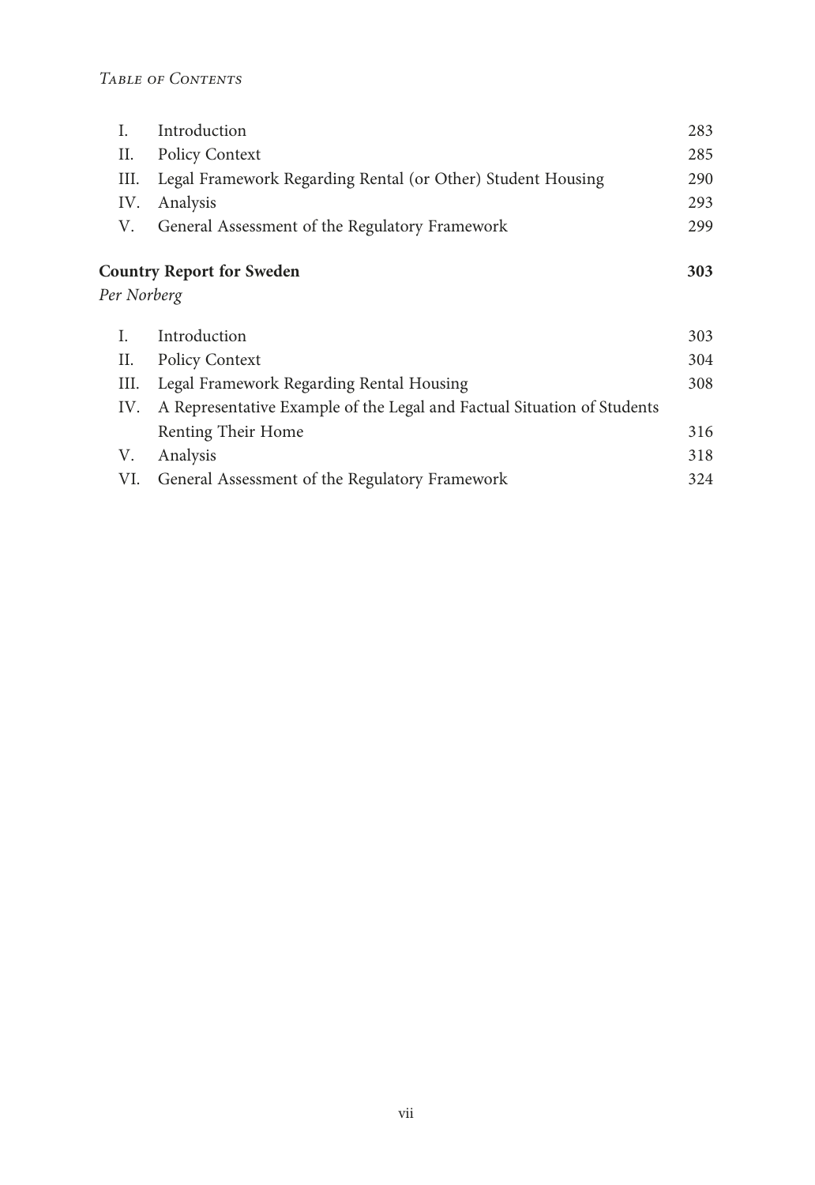| | | |
|---|---|---|
| I. | Introduction | 283 |
| II. | Policy Context | 285 |
| III. | Legal Framework Regarding Rental (or Other) Student Housing | 290 |
| IV. | Analysis | 293 |
| V. | General Assessment of the Regulatory Framework | 299 |

**Country Report for Sweden** **303**

*Per Norberg*

| | | |
|---|---|---|
| I. | Introduction | 303 |
| II. | Policy Context | 304 |
| III. | Legal Framework Regarding Rental Housing | 308 |
| IV. | A Representative Example of the Legal and Factual Situation of Students Renting Their Home | 316 |
| V. | Analysis | 318 |
| VI. | General Assessment of the Regulatory Framework | 324 |